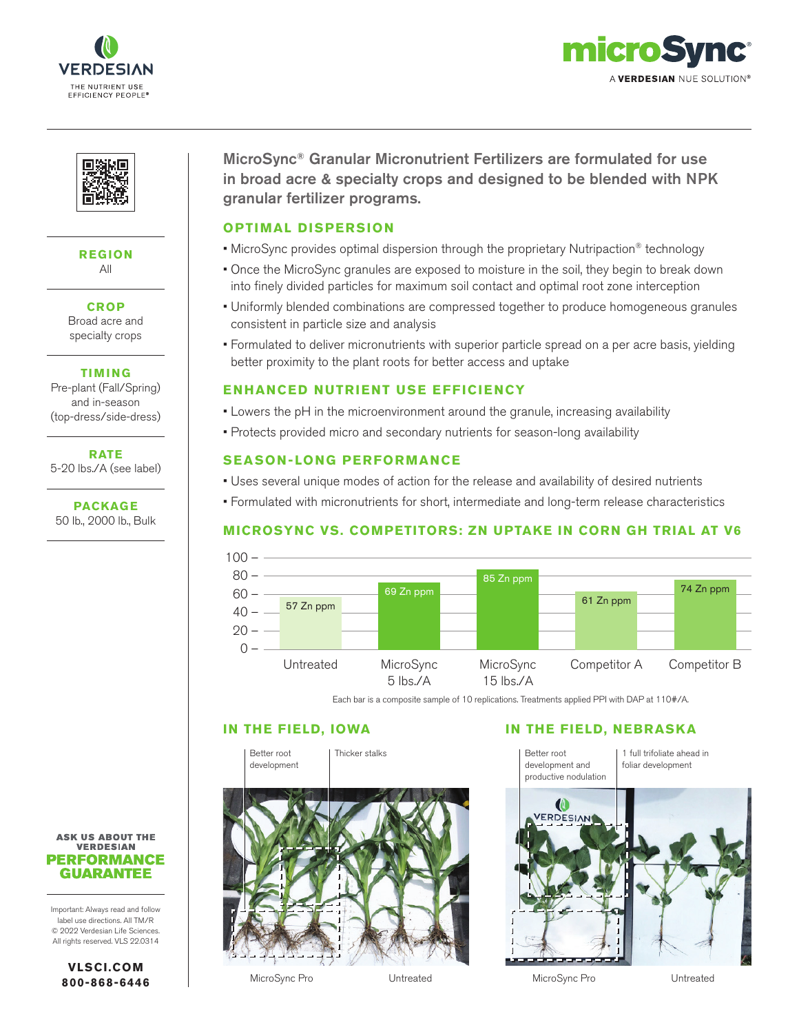VERDESIAN
THE NUTRIENT USE EFFICIENCY PEOPLE®

# microSync®

A VERDESIAN NUE SOLUTION®

**REGION**
All

**CROP**
Broad acre and specialty crops

**TIMING**
Pre-plant (Fall/Spring) and in-season (top-dress/side-dress)

**RATE**
5-20 lbs./A (see label)

**PACKAGE**
50 lb., 2000 lb., Bulk

## MicroSync® Granular Micronutrient Fertilizers are formulated for use in broad acre & specialty crops and designed to be blended with NPK granular fertilizer programs.

### OPTIMAL DISPERSION

- MicroSync provides optimal dispersion through the proprietary Nutripaction® technology
- Once the MicroSync granules are exposed to moisture in the soil, they begin to break down into finely divided particles for maximum soil contact and optimal root zone interception
- Uniformly blended combinations are compressed together to produce homogeneous granules consistent in particle size and analysis
- Formulated to deliver micronutrients with superior particle spread on a per acre basis, yielding better proximity to the plant roots for better access and uptake

### ENHANCED NUTRIENT USE EFFICIENCY

- Lowers the pH in the microenvironment around the granule, increasing availability
- Protects provided micro and secondary nutrients for season-long availability

### SEASON-LONG PERFORMANCE

- Uses several unique modes of action for the release and availability of desired nutrients
- Formulated with micronutrients for short, intermediate and long-term release characteristics

### MICROSYNC VS. COMPETITORS: ZN UPTAKE IN CORN GH TRIAL AT V6

| Treatment | Zn uptake |
|---|---|
| Untreated | 57 Zn ppm |
| MicroSync 5 lbs./A | 69 Zn ppm |
| MicroSync 15 lbs./A | 85 Zn ppm |
| Competitor A | 61 Zn ppm |
| Competitor B | 74 Zn ppm |

Each bar is a composite sample of 10 replications. Treatments applied PPI with DAP at 110#/A.

### IN THE FIELD, IOWA

Better root development | Thicker stalks

MicroSync Pro | Untreated

### IN THE FIELD, NEBRASKA

Better root development and productive nodulation | 1 full trifoliate ahead in foliar development

MicroSync Pro | Untreated

**ASK US ABOUT THE VERDESIAN PERFORMANCE GUARANTEE**

Important: Always read and follow label use directions. All TM/R © 2022 Verdesian Life Sciences. All rights reserved. VLS 22.0314

**VLSCI.COM**
**800-868-6446**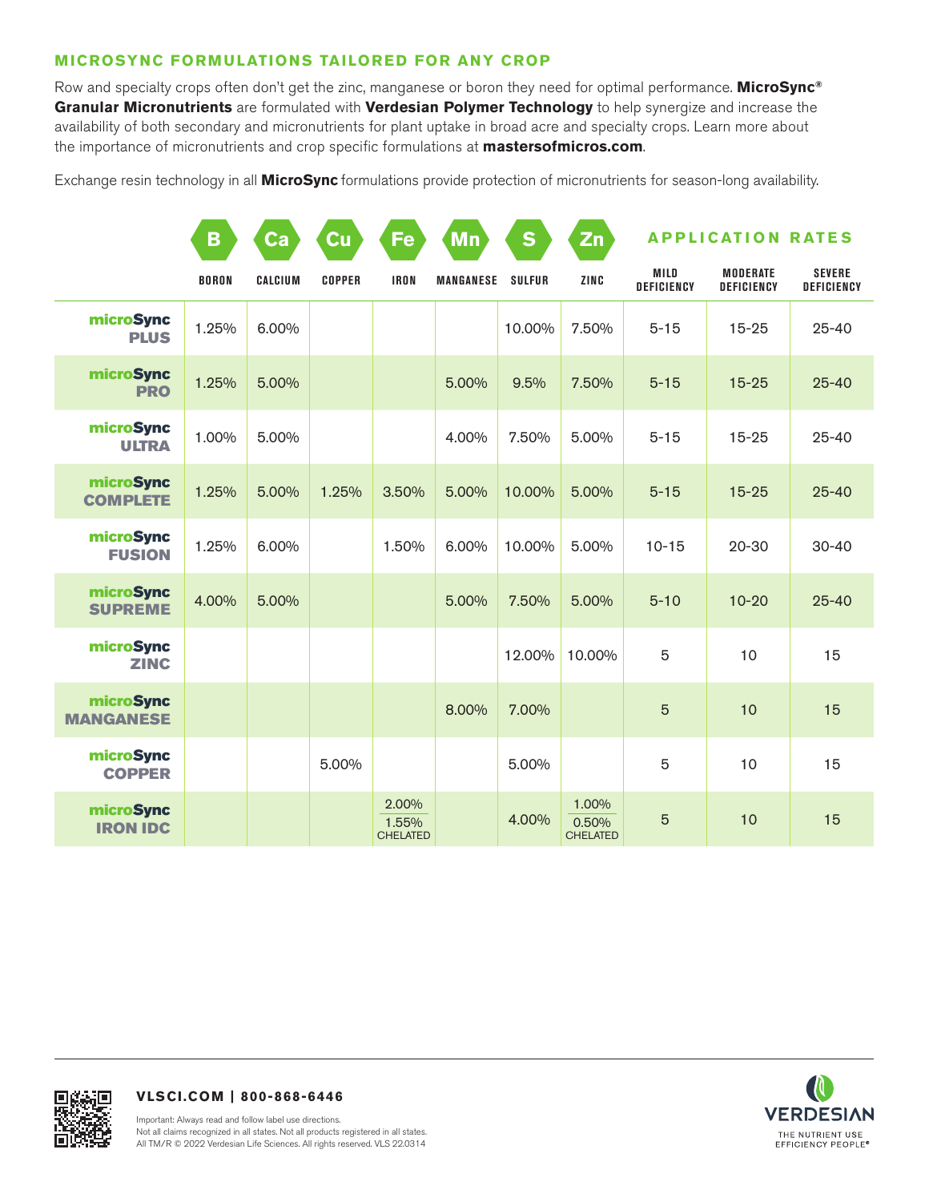## MICROSYNC FORMULATIONS TAILORED FOR ANY CROP

Row and specialty crops often don't get the zinc, manganese or boron they need for optimal performance. **MicroSync® Granular Micronutrients** are formulated with **Verdesian Polymer Technology** to help synergize and increase the availability of both secondary and micronutrients for plant uptake in broad acre and specialty crops. Learn more about the importance of micronutrients and crop specific formulations at **mastersofmicros.com**.

Exchange resin technology in all **MicroSync** formulations provide protection of micronutrients for season-long availability.

| | B BORON | Ca CALCIUM | Cu COPPER | Fe IRON | Mn MANGANESE | S SULFUR | Zn ZINC | APPLICATION RATES MILD DEFICIENCY | MODERATE DEFICIENCY | SEVERE DEFICIENCY |
|---|---|---|---|---|---|---|---|---|---|---|
| **microSync PLUS** | 1.25% | 6.00% | | | | 10.00% | 7.50% | 5-15 | 15-25 | 25-40 |
| **microSync PRO** | 1.25% | 5.00% | | | 5.00% | 9.5% | 7.50% | 5-15 | 15-25 | 25-40 |
| **microSync ULTRA** | 1.00% | 5.00% | | | 4.00% | 7.50% | 5.00% | 5-15 | 15-25 | 25-40 |
| **microSync COMPLETE** | 1.25% | 5.00% | 1.25% | 3.50% | 5.00% | 10.00% | 5.00% | 5-15 | 15-25 | 25-40 |
| **microSync FUSION** | 1.25% | 6.00% | | 1.50% | 6.00% | 10.00% | 5.00% | 10-15 | 20-30 | 30-40 |
| **microSync SUPREME** | 4.00% | 5.00% | | | 5.00% | 7.50% | 5.00% | 5-10 | 10-20 | 25-40 |
| **microSync ZINC** | | | | | | 12.00% | 10.00% | 5 | 10 | 15 |
| **microSync MANGANESE** | | | | | 8.00% | 7.00% | | 5 | 10 | 15 |
| **microSync COPPER** | | | 5.00% | | | 5.00% | | 5 | 10 | 15 |
| **microSync IRON IDC** | | | | 2.00% / 1.55% CHELATED | | 4.00% | 1.00% / 0.50% CHELATED | 5 | 10 | 15 |

**VLSCI.COM | 800-868-6446**

Important: Always read and follow label use directions.
Not all claims recognized in all states. Not all products registered in all states.
All TM/R © 2022 Verdesian Life Sciences. All rights reserved. VLS 22.0314

VERDESIAN
THE NUTRIENT USE EFFICIENCY PEOPLE®